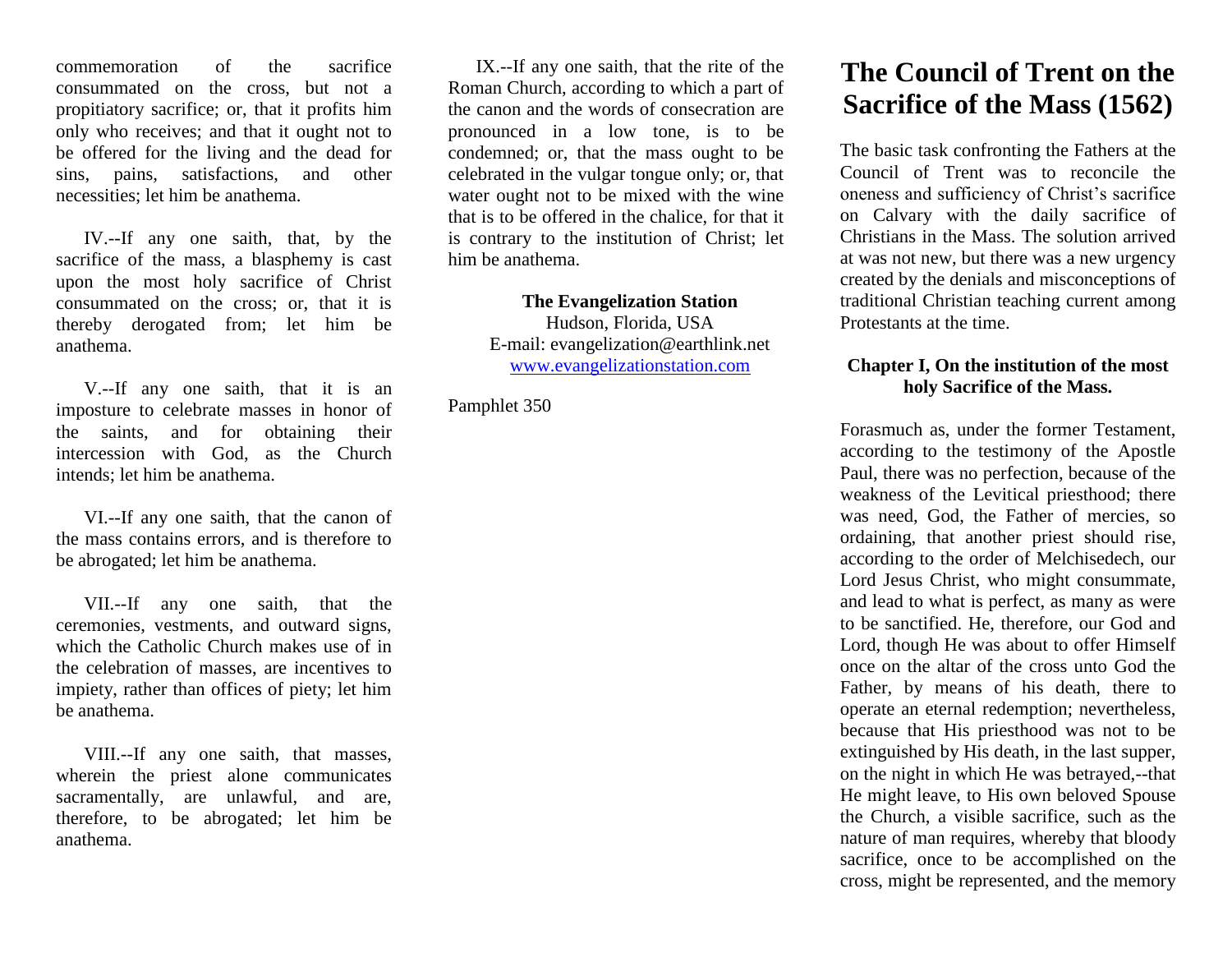commemoration of the sacrifice consummated on the cross, but not a propitiatory sacrifice; or, that it profits him only who receives; and that it ought not to be offered for the living and the dead for sins, pains, satisfactions, and other necessities; let him be anathema.

IV.--If any one saith, that, by the sacrifice of the mass, a blasphemy is cast upon the most holy sacrifice of Christ consummated on the cross; or, that it is thereby derogated from; let him be anathema.

V.--If any one saith, that it is an imposture to celebrate masses in honor of the saints, and for obtaining their intercession with God, as the Church intends; let him be anathema.

VI.--If any one saith, that the canon of the mass contains errors, and is therefore to be abrogated; let him be anathema.

VII.--If any one saith, that the ceremonies, vestments, and outward signs, which the Catholic Church makes use of in the celebration of masses, are incentives to impiety, rather than offices of piety; let him be anathema.

VIII.--If any one saith, that masses, wherein the priest alone communicates sacramentally, are unlawful, and are, therefore, to be abrogated; let him be anathema.

IX.--If any one saith, that the rite of the Roman Church, according to which a part of the canon and the words of consecration are pronounced in a low tone, is to be condemned; or, that the mass ought to be celebrated in the vulgar tongue only; or, that water ought not to be mixed with the wine that is to be offered in the chalice, for that it is contrary to the institution of Christ; let him be anathema.

**The Evangelization Station**
Hudson, Florida, USA
E-mail: evangelization@earthlink.net
www.evangelizationstation.com

Pamphlet 350

# The Council of Trent on the Sacrifice of the Mass (1562)

The basic task confronting the Fathers at the Council of Trent was to reconcile the oneness and sufficiency of Christ's sacrifice on Calvary with the daily sacrifice of Christians in the Mass. The solution arrived at was not new, but there was a new urgency created by the denials and misconceptions of traditional Christian teaching current among Protestants at the time.

### Chapter I, On the institution of the most holy Sacrifice of the Mass.

Forasmuch as, under the former Testament, according to the testimony of the Apostle Paul, there was no perfection, because of the weakness of the Levitical priesthood; there was need, God, the Father of mercies, so ordaining, that another priest should rise, according to the order of Melchisedech, our Lord Jesus Christ, who might consummate, and lead to what is perfect, as many as were to be sanctified. He, therefore, our God and Lord, though He was about to offer Himself once on the altar of the cross unto God the Father, by means of his death, there to operate an eternal redemption; nevertheless, because that His priesthood was not to be extinguished by His death, in the last supper, on the night in which He was betrayed,--that He might leave, to His own beloved Spouse the Church, a visible sacrifice, such as the nature of man requires, whereby that bloody sacrifice, once to be accomplished on the cross, might be represented, and the memory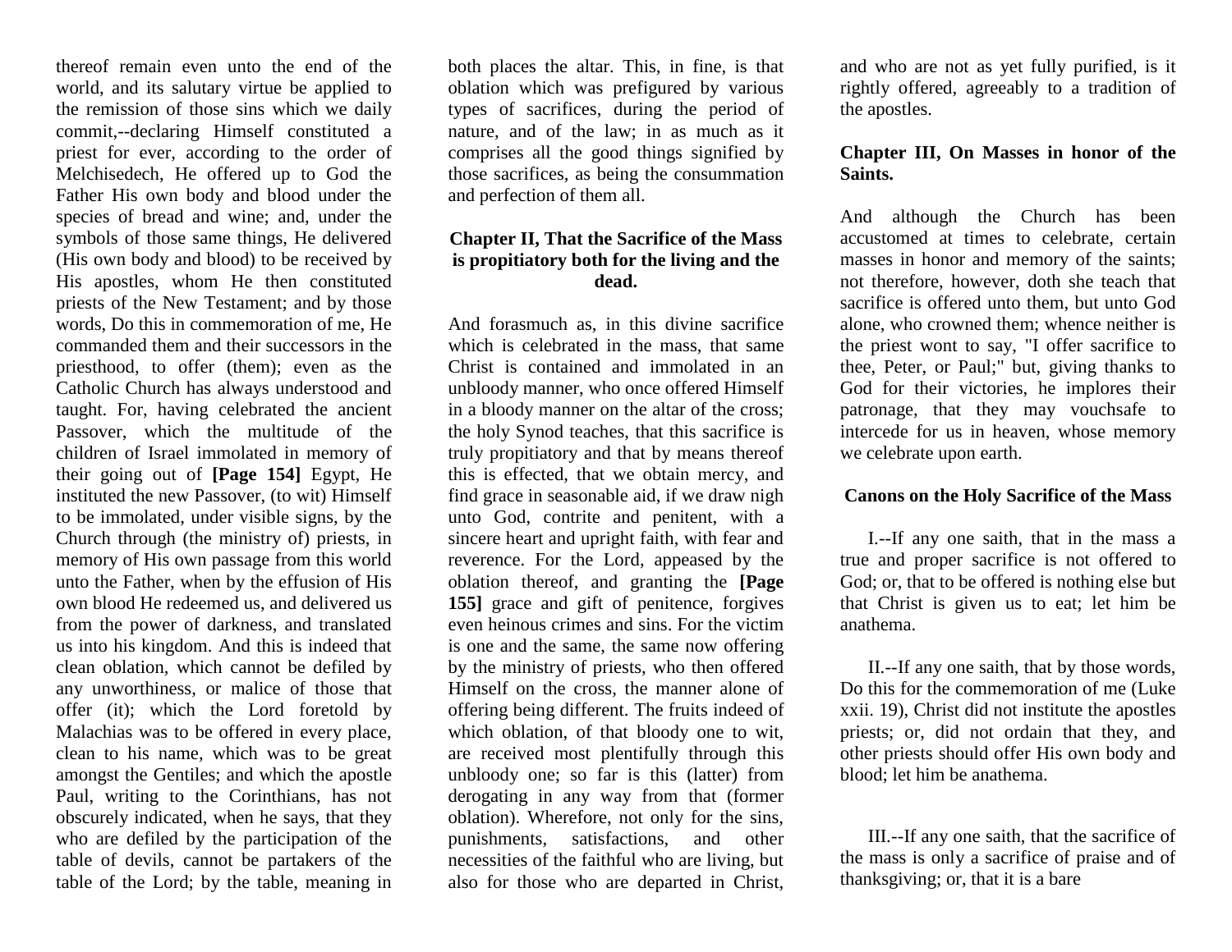thereof remain even unto the end of the world, and its salutary virtue be applied to the remission of those sins which we daily commit,--declaring Himself constituted a priest for ever, according to the order of Melchisedech, He offered up to God the Father His own body and blood under the species of bread and wine; and, under the symbols of those same things, He delivered (His own body and blood) to be received by His apostles, whom He then constituted priests of the New Testament; and by those words, Do this in commemoration of me, He commanded them and their successors in the priesthood, to offer (them); even as the Catholic Church has always understood and taught. For, having celebrated the ancient Passover, which the multitude of the children of Israel immolated in memory of their going out of **[Page 154]** Egypt, He instituted the new Passover, (to wit) Himself to be immolated, under visible signs, by the Church through (the ministry of) priests, in memory of His own passage from this world unto the Father, when by the effusion of His own blood He redeemed us, and delivered us from the power of darkness, and translated us into his kingdom. And this is indeed that clean oblation, which cannot be defiled by any unworthiness, or malice of those that offer (it); which the Lord foretold by Malachias was to be offered in every place, clean to his name, which was to be great amongst the Gentiles; and which the apostle Paul, writing to the Corinthians, has not obscurely indicated, when he says, that they who are defiled by the participation of the table of devils, cannot be partakers of the table of the Lord; by the table, meaning in both places the altar. This, in fine, is that oblation which was prefigured by various types of sacrifices, during the period of nature, and of the law; in as much as it comprises all the good things signified by those sacrifices, as being the consummation and perfection of them all.

### Chapter II, That the Sacrifice of the Mass is propitiatory both for the living and the dead.

And forasmuch as, in this divine sacrifice which is celebrated in the mass, that same Christ is contained and immolated in an unbloody manner, who once offered Himself in a bloody manner on the altar of the cross; the holy Synod teaches, that this sacrifice is truly propitiatory and that by means thereof this is effected, that we obtain mercy, and find grace in seasonable aid, if we draw nigh unto God, contrite and penitent, with a sincere heart and upright faith, with fear and reverence. For the Lord, appeased by the oblation thereof, and granting the **[Page 155]** grace and gift of penitence, forgives even heinous crimes and sins. For the victim is one and the same, the same now offering by the ministry of priests, who then offered Himself on the cross, the manner alone of offering being different. The fruits indeed of which oblation, of that bloody one to wit, are received most plentifully through this unbloody one; so far is this (latter) from derogating in any way from that (former oblation). Wherefore, not only for the sins, punishments, satisfactions, and other necessities of the faithful who are living, but also for those who are departed in Christ, and who are not as yet fully purified, is it rightly offered, agreeably to a tradition of the apostles.

### Chapter III, On Masses in honor of the Saints.

And although the Church has been accustomed at times to celebrate, certain masses in honor and memory of the saints; not therefore, however, doth she teach that sacrifice is offered unto them, but unto God alone, who crowned them; whence neither is the priest wont to say, "I offer sacrifice to thee, Peter, or Paul;" but, giving thanks to God for their victories, he implores their patronage, that they may vouchsafe to intercede for us in heaven, whose memory we celebrate upon earth.

### Canons on the Holy Sacrifice of the Mass

I.--If any one saith, that in the mass a true and proper sacrifice is not offered to God; or, that to be offered is nothing else but that Christ is given us to eat; let him be anathema.

II.--If any one saith, that by those words, Do this for the commemoration of me (Luke xxii. 19), Christ did not institute the apostles priests; or, did not ordain that they, and other priests should offer His own body and blood; let him be anathema.

III.--If any one saith, that the sacrifice of the mass is only a sacrifice of praise and of thanksgiving; or, that it is a bare